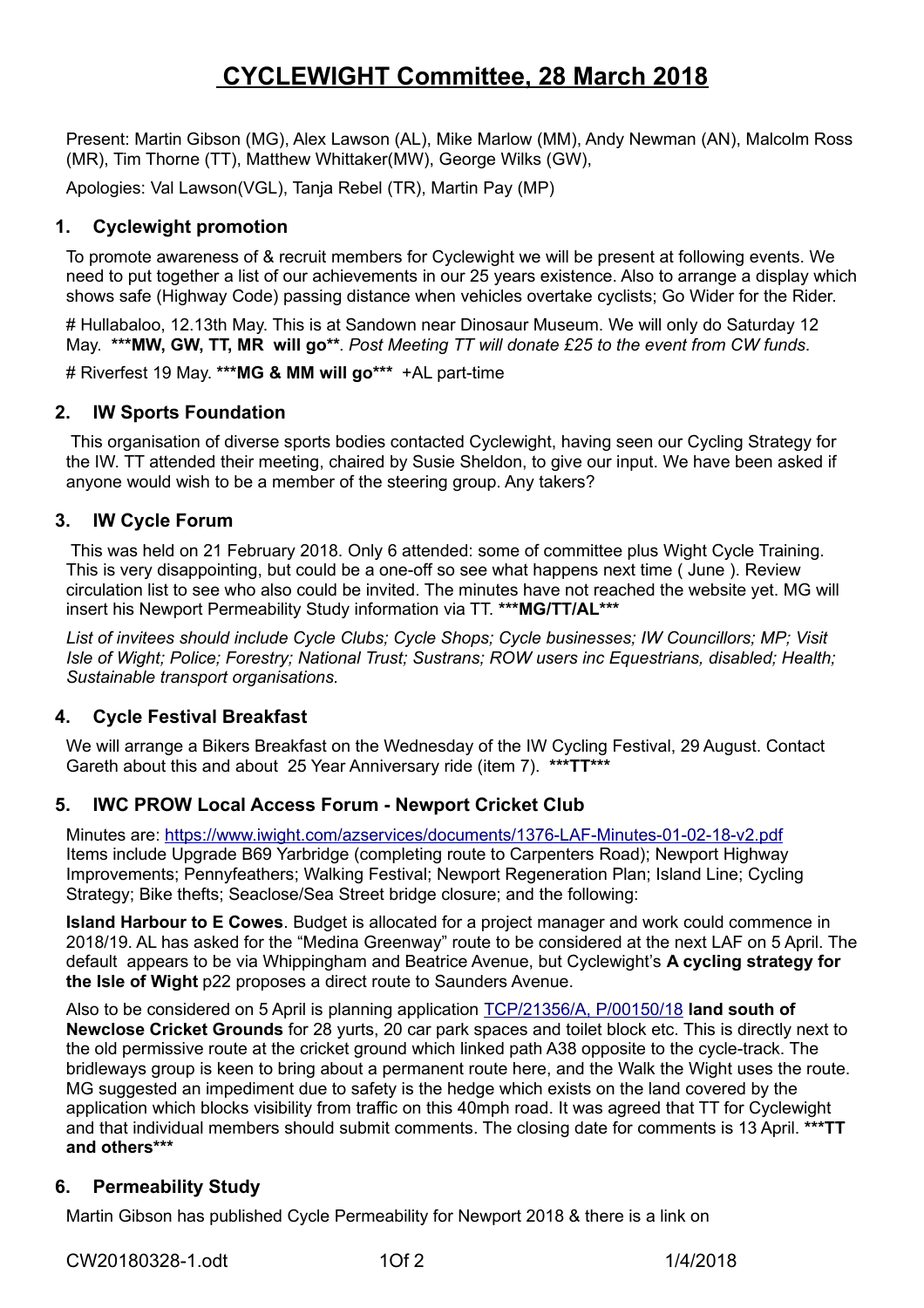# CYCLEWIGHT Committee, 28 March 2018

Present: Martin Gibson (MG), Alex Lawson (AL), Mike Marlow (MM), Andy Newman (AN), Malcolm Ross (MR), Tim Thorne (TT), Matthew Whittaker(MW), George Wilks (GW),

Apologies: Val Lawson(VGL), Tanja Rebel (TR), Martin Pay (MP)

## 1. Cyclewight promotion

To promote awareness of & recruit members for Cyclewight we will be present at following events. We need to put together a list of our achievements in our 25 years existence. Also to arrange a display which shows safe (Highway Code) passing distance when vehicles overtake cyclists; Go Wider for the Rider.

# Hullabaloo, 12.13th May. This is at Sandown near Dinosaur Museum. We will only do Saturday 12 May. **\*\*\*MW, GW, TT, MR will go\*\***. *Post Meeting TT will donate £25 to the event from CW funds*.

# Riverfest 19 May. **\*\*\*MG & MM will go\*\*\*** +AL part-time

## 2. IW Sports Foundation

This organisation of diverse sports bodies contacted Cyclewight, having seen our Cycling Strategy for the IW. TT attended their meeting, chaired by Susie Sheldon, to give our input. We have been asked if anyone would wish to be a member of the steering group. Any takers?

## 3. IW Cycle Forum

This was held on 21 February 2018. Only 6 attended: some of committee plus Wight Cycle Training. This is very disappointing, but could be a one-off so see what happens next time ( June ). Review circulation list to see who also could be invited. The minutes have not reached the website yet. MG will insert his Newport Permeability Study information via TT. **\*\*\*MG/TT/AL\*\*\***

*List of invitees should include Cycle Clubs; Cycle Shops; Cycle businesses; IW Councillors; MP; Visit Isle of Wight; Police; Forestry; National Trust; Sustrans; ROW users inc Equestrians, disabled; Health; Sustainable transport organisations.*

## 4. Cycle Festival Breakfast

We will arrange a Bikers Breakfast on the Wednesday of the IW Cycling Festival, 29 August. Contact Gareth about this and about 25 Year Anniversary ride (item 7). **\*\*\*TT\*\*\***

## 5. IWC PROW Local Access Forum - Newport Cricket Club

Minutes are: https://www.iwight.com/azservices/documents/1376-LAF-Minutes-01-02-18-v2.pdf
Items include Upgrade B69 Yarbridge (completing route to Carpenters Road); Newport Highway Improvements; Pennyfeathers; Walking Festival; Newport Regeneration Plan; Island Line; Cycling Strategy; Bike thefts; Seaclose/Sea Street bridge closure; and the following:

**Island Harbour to E Cowes**. Budget is allocated for a project manager and work could commence in 2018/19. AL has asked for the "Medina Greenway" route to be considered at the next LAF on 5 April. The default appears to be via Whippingham and Beatrice Avenue, but Cyclewight's **A cycling strategy for the Isle of Wight** p22 proposes a direct route to Saunders Avenue.

Also to be considered on 5 April is planning application TCP/21356/A, P/00150/18 **land south of Newclose Cricket Grounds** for 28 yurts, 20 car park spaces and toilet block etc. This is directly next to the old permissive route at the cricket ground which linked path A38 opposite to the cycle-track. The bridleways group is keen to bring about a permanent route here, and the Walk the Wight uses the route. MG suggested an impediment due to safety is the hedge which exists on the land covered by the application which blocks visibility from traffic on this 40mph road. It was agreed that TT for Cyclewight and that individual members should submit comments. The closing date for comments is 13 April. **\*\*\*TT and others\*\*\***

## 6. Permeability Study

Martin Gibson has published Cycle Permeability for Newport 2018 & there is a link on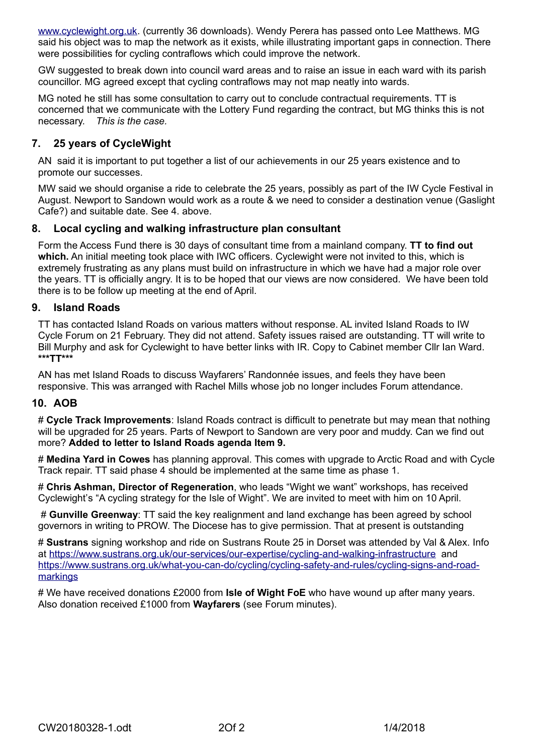www.cyclewight.org.uk. (currently 36 downloads). Wendy Perera has passed onto Lee Matthews. MG said his object was to map the network as it exists, while illustrating important gaps in connection. There were possibilities for cycling contraflows which could improve the network.

GW suggested to break down into council ward areas and to raise an issue in each ward with its parish councillor. MG agreed except that cycling contraflows may not map neatly into wards.

MG noted he still has some consultation to carry out to conclude contractual requirements. TT is concerned that we communicate with the Lottery Fund regarding the contract, but MG thinks this is not necessary. *This is the case.*

## 7. 25 years of CycleWight

AN said it is important to put together a list of our achievements in our 25 years existence and to promote our successes.

MW said we should organise a ride to celebrate the 25 years, possibly as part of the IW Cycle Festival in August. Newport to Sandown would work as a route & we need to consider a destination venue (Gaslight Cafe?) and suitable date. See 4. above.

## 8. Local cycling and walking infrastructure plan consultant

Form the Access Fund there is 30 days of consultant time from a mainland company. **TT to find out which.** An initial meeting took place with IWC officers. Cyclewight were not invited to this, which is extremely frustrating as any plans must build on infrastructure in which we have had a major role over the years. TT is officially angry. It is to be hoped that our views are now considered. We have been told there is to be follow up meeting at the end of April.

## 9. Island Roads

TT has contacted Island Roads on various matters without response. AL invited Island Roads to IW Cycle Forum on 21 February. They did not attend. Safety issues raised are outstanding. TT will write to Bill Murphy and ask for Cyclewight to have better links with IR. Copy to Cabinet member Cllr Ian Ward. **\*\*\*TT\*\*\***

AN has met Island Roads to discuss Wayfarers' Randonnée issues, and feels they have been responsive. This was arranged with Rachel Mills whose job no longer includes Forum attendance.

## 10. AOB

# **Cycle Track Improvements**: Island Roads contract is difficult to penetrate but may mean that nothing will be upgraded for 25 years. Parts of Newport to Sandown are very poor and muddy. Can we find out more? **Added to letter to Island Roads agenda Item 9.**

# **Medina Yard in Cowes** has planning approval. This comes with upgrade to Arctic Road and with Cycle Track repair. TT said phase 4 should be implemented at the same time as phase 1.

# **Chris Ashman, Director of Regeneration**, who leads "Wight we want" workshops, has received Cyclewight's "A cycling strategy for the Isle of Wight". We are invited to meet with him on 10 April.

# **Gunville Greenway**: TT said the key realignment and land exchange has been agreed by school governors in writing to PROW. The Diocese has to give permission. That at present is outstanding

# **Sustrans** signing workshop and ride on Sustrans Route 25 in Dorset was attended by Val & Alex. Info at https://www.sustrans.org.uk/our-services/our-expertise/cycling-and-walking-infrastructure and https://www.sustrans.org.uk/what-you-can-do/cycling/cycling-safety-and-rules/cycling-signs-and-road-markings

# We have received donations £2000 from **Isle of Wight FoE** who have wound up after many years. Also donation received £1000 from **Wayfarers** (see Forum minutes).